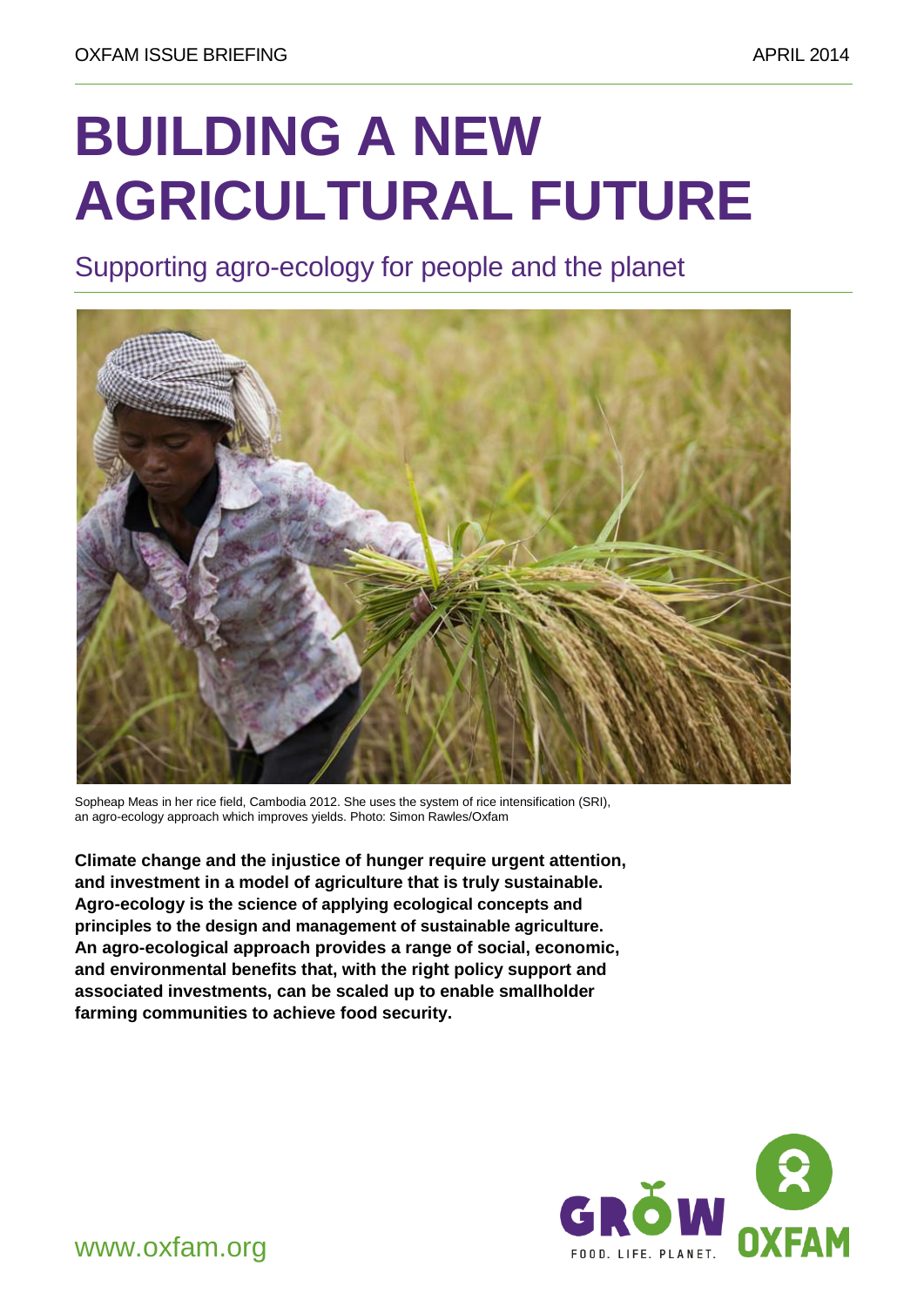OXFAM ISSUE BRIEFING APRIL 2014

# BUILDING A NEW AGRICULTURAL FUTURE

## Supporting agro-ecology for people and the planet

Sopheap Meas in her rice field, Cambodia 2012. She uses the system of rice intensification (SRI), an agro-ecology approach which improves yields. Photo: Simon Rawles/Oxfam

**Climate change and the injustice of hunger require urgent attention, and investment in a model of agriculture that is truly sustainable. Agro-ecology is the science of applying ecological concepts and principles to the design and management of sustainable agriculture. An agro-ecological approach provides a range of social, economic, and environmental benefits that, with the right policy support and associated investments, can be scaled up to enable smallholder farming communities to achieve food security.**

GROW FOOD. LIFE. PLANET. OXFAM

www.oxfam.org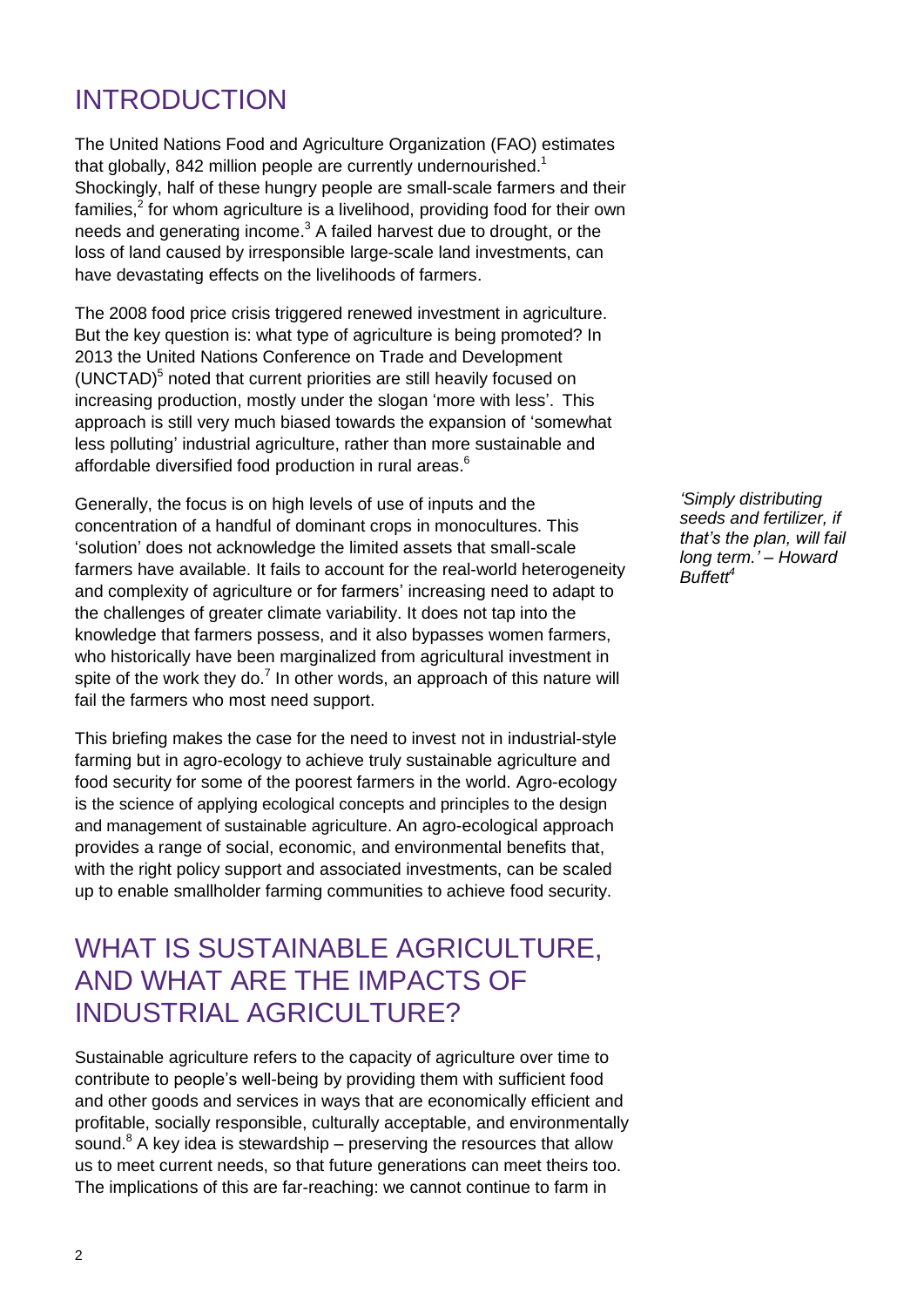## INTRODUCTION

The United Nations Food and Agriculture Organization (FAO) estimates that globally, 842 million people are currently undernourished.[1] Shockingly, half of these hungry people are small-scale farmers and their families,[2] for whom agriculture is a livelihood, providing food for their own needs and generating income.[3] A failed harvest due to drought, or the loss of land caused by irresponsible large-scale land investments, can have devastating effects on the livelihoods of farmers.

The 2008 food price crisis triggered renewed investment in agriculture. But the key question is: what type of agriculture is being promoted? In 2013 the United Nations Conference on Trade and Development (UNCTAD)[5] noted that current priorities are still heavily focused on increasing production, mostly under the slogan 'more with less'. This approach is still very much biased towards the expansion of 'somewhat less polluting' industrial agriculture, rather than more sustainable and affordable diversified food production in rural areas.[6]

*'Simply distributing seeds and fertilizer, if that's the plan, will fail long term.' – Howard Buffett[4]*

Generally, the focus is on high levels of use of inputs and the concentration of a handful of dominant crops in monocultures. This 'solution' does not acknowledge the limited assets that small-scale farmers have available. It fails to account for the real-world heterogeneity and complexity of agriculture or for farmers' increasing need to adapt to the challenges of greater climate variability. It does not tap into the knowledge that farmers possess, and it also bypasses women farmers, who historically have been marginalized from agricultural investment in spite of the work they do.[7] In other words, an approach of this nature will fail the farmers who most need support.

This briefing makes the case for the need to invest not in industrial-style farming but in agro-ecology to achieve truly sustainable agriculture and food security for some of the poorest farmers in the world. Agro-ecology is the science of applying ecological concepts and principles to the design and management of sustainable agriculture. An agro-ecological approach provides a range of social, economic, and environmental benefits that, with the right policy support and associated investments, can be scaled up to enable smallholder farming communities to achieve food security.

## WHAT IS SUSTAINABLE AGRICULTURE, AND WHAT ARE THE IMPACTS OF INDUSTRIAL AGRICULTURE?

Sustainable agriculture refers to the capacity of agriculture over time to contribute to people's well-being by providing them with sufficient food and other goods and services in ways that are economically efficient and profitable, socially responsible, culturally acceptable, and environmentally sound.[8] A key idea is stewardship – preserving the resources that allow us to meet current needs, so that future generations can meet theirs too. The implications of this are far-reaching: we cannot continue to farm in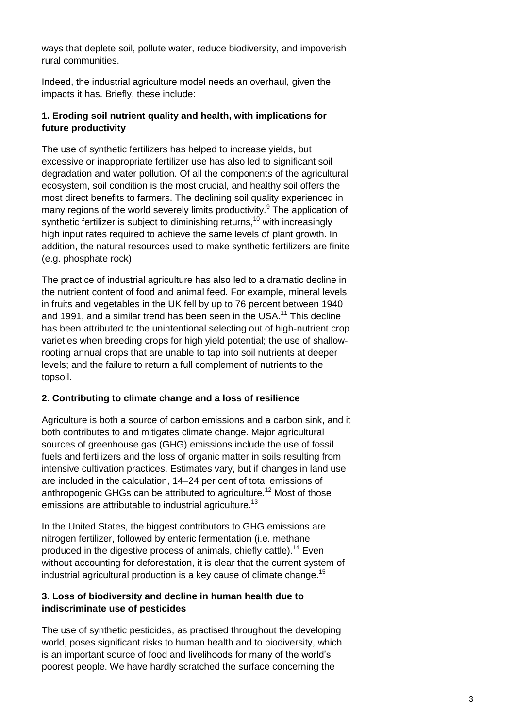ways that deplete soil, pollute water, reduce biodiversity, and impoverish rural communities.

Indeed, the industrial agriculture model needs an overhaul, given the impacts it has. Briefly, these include:

### 1. Eroding soil nutrient quality and health, with implications for future productivity

The use of synthetic fertilizers has helped to increase yields, but excessive or inappropriate fertilizer use has also led to significant soil degradation and water pollution. Of all the components of the agricultural ecosystem, soil condition is the most crucial, and healthy soil offers the most direct benefits to farmers. The declining soil quality experienced in many regions of the world severely limits productivity.[9] The application of synthetic fertilizer is subject to diminishing returns,[10] with increasingly high input rates required to achieve the same levels of plant growth. In addition, the natural resources used to make synthetic fertilizers are finite (e.g. phosphate rock).

The practice of industrial agriculture has also led to a dramatic decline in the nutrient content of food and animal feed. For example, mineral levels in fruits and vegetables in the UK fell by up to 76 percent between 1940 and 1991, and a similar trend has been seen in the USA.[11] This decline has been attributed to the unintentional selecting out of high-nutrient crop varieties when breeding crops for high yield potential; the use of shallow-rooting annual crops that are unable to tap into soil nutrients at deeper levels; and the failure to return a full complement of nutrients to the topsoil.

### 2. Contributing to climate change and a loss of resilience

Agriculture is both a source of carbon emissions and a carbon sink, and it both contributes to and mitigates climate change. Major agricultural sources of greenhouse gas (GHG) emissions include the use of fossil fuels and fertilizers and the loss of organic matter in soils resulting from intensive cultivation practices. Estimates vary, but if changes in land use are included in the calculation, 14–24 per cent of total emissions of anthropogenic GHGs can be attributed to agriculture.[12] Most of those emissions are attributable to industrial agriculture.[13]

In the United States, the biggest contributors to GHG emissions are nitrogen fertilizer, followed by enteric fermentation (i.e. methane produced in the digestive process of animals, chiefly cattle).[14] Even without accounting for deforestation, it is clear that the current system of industrial agricultural production is a key cause of climate change.[15]

### 3. Loss of biodiversity and decline in human health due to indiscriminate use of pesticides

The use of synthetic pesticides, as practised throughout the developing world, poses significant risks to human health and to biodiversity, which is an important source of food and livelihoods for many of the world's poorest people. We have hardly scratched the surface concerning the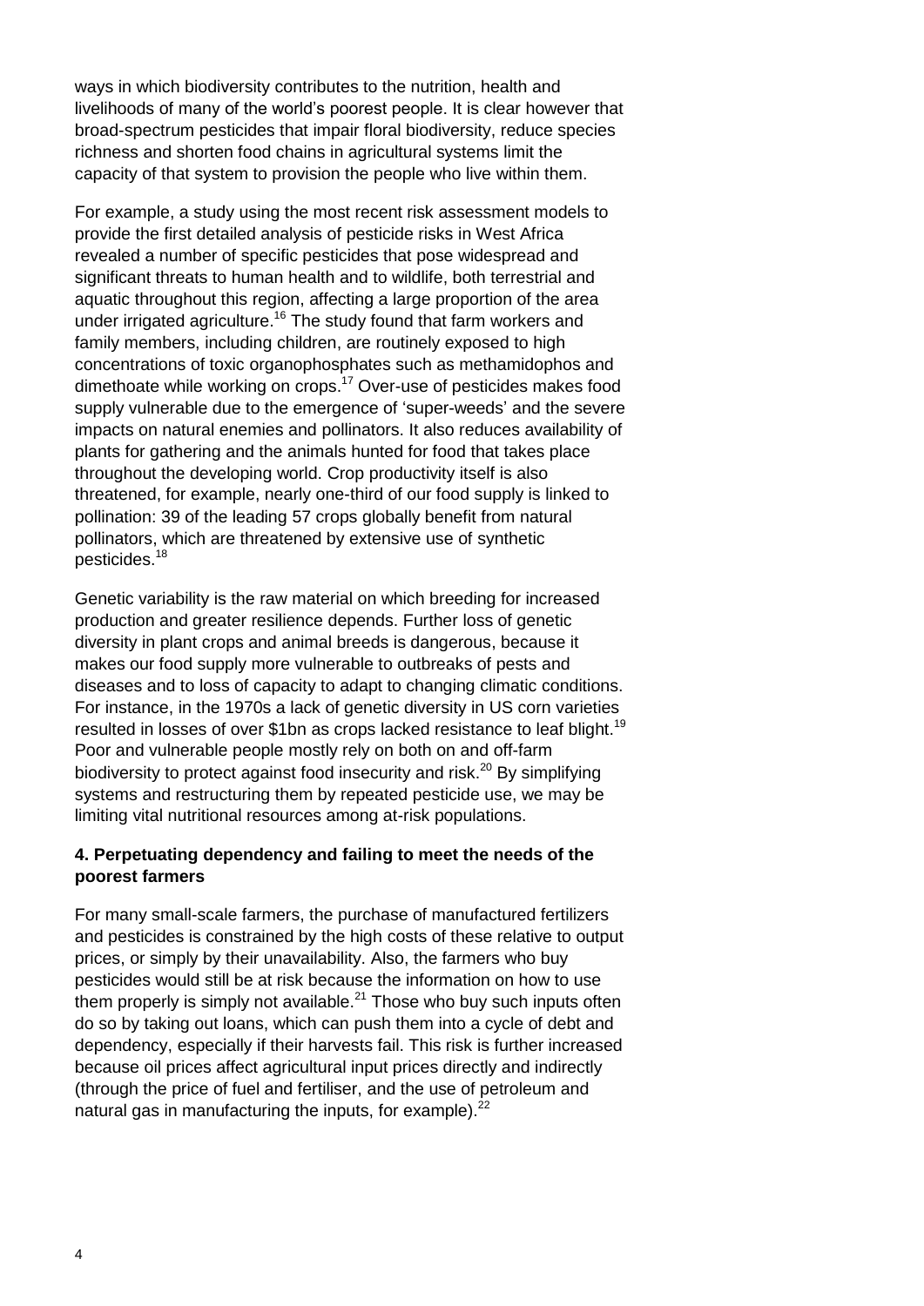ways in which biodiversity contributes to the nutrition, health and livelihoods of many of the world's poorest people. It is clear however that broad-spectrum pesticides that impair floral biodiversity, reduce species richness and shorten food chains in agricultural systems limit the capacity of that system to provision the people who live within them.

For example, a study using the most recent risk assessment models to provide the first detailed analysis of pesticide risks in West Africa revealed a number of specific pesticides that pose widespread and significant threats to human health and to wildlife, both terrestrial and aquatic throughout this region, affecting a large proportion of the area under irrigated agriculture.[16] The study found that farm workers and family members, including children, are routinely exposed to high concentrations of toxic organophosphates such as methamidophos and dimethoate while working on crops.[17] Over-use of pesticides makes food supply vulnerable due to the emergence of 'super-weeds' and the severe impacts on natural enemies and pollinators. It also reduces availability of plants for gathering and the animals hunted for food that takes place throughout the developing world. Crop productivity itself is also threatened, for example, nearly one-third of our food supply is linked to pollination: 39 of the leading 57 crops globally benefit from natural pollinators, which are threatened by extensive use of synthetic pesticides.[18]

Genetic variability is the raw material on which breeding for increased production and greater resilience depends. Further loss of genetic diversity in plant crops and animal breeds is dangerous, because it makes our food supply more vulnerable to outbreaks of pests and diseases and to loss of capacity to adapt to changing climatic conditions. For instance, in the 1970s a lack of genetic diversity in US corn varieties resulted in losses of over $1bn as crops lacked resistance to leaf blight.[19] Poor and vulnerable people mostly rely on both on and off-farm biodiversity to protect against food insecurity and risk.[20] By simplifying systems and restructuring them by repeated pesticide use, we may be limiting vital nutritional resources among at-risk populations.

### 4. Perpetuating dependency and failing to meet the needs of the poorest farmers

For many small-scale farmers, the purchase of manufactured fertilizers and pesticides is constrained by the high costs of these relative to output prices, or simply by their unavailability. Also, the farmers who buy pesticides would still be at risk because the information on how to use them properly is simply not available.[21] Those who buy such inputs often do so by taking out loans, which can push them into a cycle of debt and dependency, especially if their harvests fail. This risk is further increased because oil prices affect agricultural input prices directly and indirectly (through the price of fuel and fertiliser, and the use of petroleum and natural gas in manufacturing the inputs, for example).[22]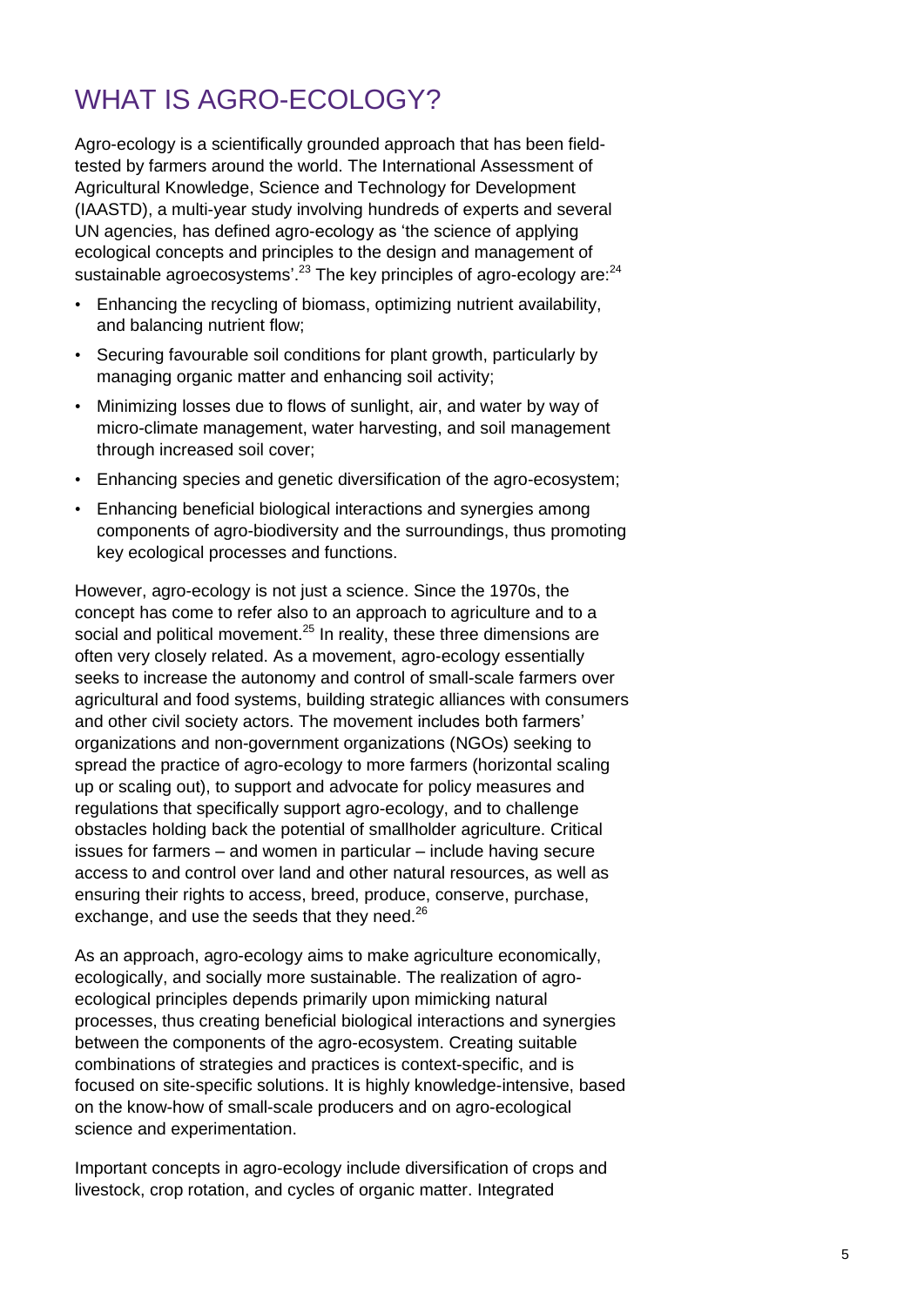# WHAT IS AGRO-ECOLOGY?

Agro-ecology is a scientifically grounded approach that has been field-tested by farmers around the world. The International Assessment of Agricultural Knowledge, Science and Technology for Development (IAASTD), a multi-year study involving hundreds of experts and several UN agencies, has defined agro-ecology as 'the science of applying ecological concepts and principles to the design and management of sustainable agroecosystems'.[23] The key principles of agro-ecology are:[24]

- Enhancing the recycling of biomass, optimizing nutrient availability, and balancing nutrient flow;
- Securing favourable soil conditions for plant growth, particularly by managing organic matter and enhancing soil activity;
- Minimizing losses due to flows of sunlight, air, and water by way of micro-climate management, water harvesting, and soil management through increased soil cover;
- Enhancing species and genetic diversification of the agro-ecosystem;
- Enhancing beneficial biological interactions and synergies among components of agro-biodiversity and the surroundings, thus promoting key ecological processes and functions.

However, agro-ecology is not just a science. Since the 1970s, the concept has come to refer also to an approach to agriculture and to a social and political movement.[25] In reality, these three dimensions are often very closely related. As a movement, agro-ecology essentially seeks to increase the autonomy and control of small-scale farmers over agricultural and food systems, building strategic alliances with consumers and other civil society actors. The movement includes both farmers' organizations and non-government organizations (NGOs) seeking to spread the practice of agro-ecology to more farmers (horizontal scaling up or scaling out), to support and advocate for policy measures and regulations that specifically support agro-ecology, and to challenge obstacles holding back the potential of smallholder agriculture. Critical issues for farmers – and women in particular – include having secure access to and control over land and other natural resources, as well as ensuring their rights to access, breed, produce, conserve, purchase, exchange, and use the seeds that they need.[26]

As an approach, agro-ecology aims to make agriculture economically, ecologically, and socially more sustainable. The realization of agro-ecological principles depends primarily upon mimicking natural processes, thus creating beneficial biological interactions and synergies between the components of the agro-ecosystem. Creating suitable combinations of strategies and practices is context-specific, and is focused on site-specific solutions. It is highly knowledge-intensive, based on the know-how of small-scale producers and on agro-ecological science and experimentation.

Important concepts in agro-ecology include diversification of crops and livestock, crop rotation, and cycles of organic matter. Integrated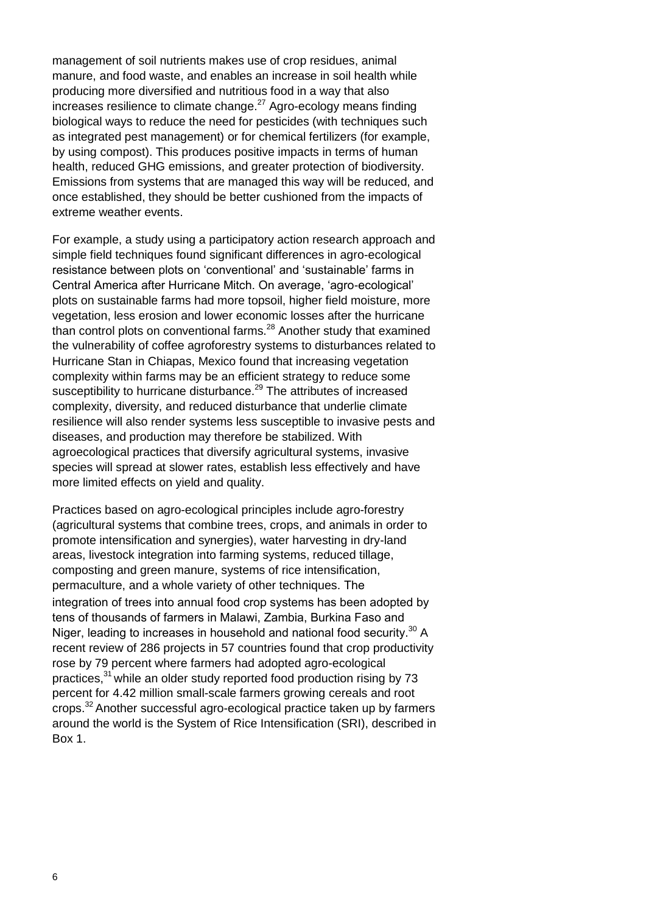management of soil nutrients makes use of crop residues, animal manure, and food waste, and enables an increase in soil health while producing more diversified and nutritious food in a way that also increases resilience to climate change.[27] Agro-ecology means finding biological ways to reduce the need for pesticides (with techniques such as integrated pest management) or for chemical fertilizers (for example, by using compost). This produces positive impacts in terms of human health, reduced GHG emissions, and greater protection of biodiversity. Emissions from systems that are managed this way will be reduced, and once established, they should be better cushioned from the impacts of extreme weather events.

For example, a study using a participatory action research approach and simple field techniques found significant differences in agro-ecological resistance between plots on 'conventional' and 'sustainable' farms in Central America after Hurricane Mitch. On average, 'agro-ecological' plots on sustainable farms had more topsoil, higher field moisture, more vegetation, less erosion and lower economic losses after the hurricane than control plots on conventional farms.[28] Another study that examined the vulnerability of coffee agroforestry systems to disturbances related to Hurricane Stan in Chiapas, Mexico found that increasing vegetation complexity within farms may be an efficient strategy to reduce some susceptibility to hurricane disturbance.[29] The attributes of increased complexity, diversity, and reduced disturbance that underlie climate resilience will also render systems less susceptible to invasive pests and diseases, and production may therefore be stabilized. With agroecological practices that diversify agricultural systems, invasive species will spread at slower rates, establish less effectively and have more limited effects on yield and quality.

Practices based on agro-ecological principles include agro-forestry (agricultural systems that combine trees, crops, and animals in order to promote intensification and synergies), water harvesting in dry-land areas, livestock integration into farming systems, reduced tillage, composting and green manure, systems of rice intensification, permaculture, and a whole variety of other techniques. The integration of trees into annual food crop systems has been adopted by tens of thousands of farmers in Malawi, Zambia, Burkina Faso and Niger, leading to increases in household and national food security.[30] A recent review of 286 projects in 57 countries found that crop productivity rose by 79 percent where farmers had adopted agro-ecological practices,[31] while an older study reported food production rising by 73 percent for 4.42 million small-scale farmers growing cereals and root crops.[32] Another successful agro-ecological practice taken up by farmers around the world is the System of Rice Intensification (SRI), described in Box 1.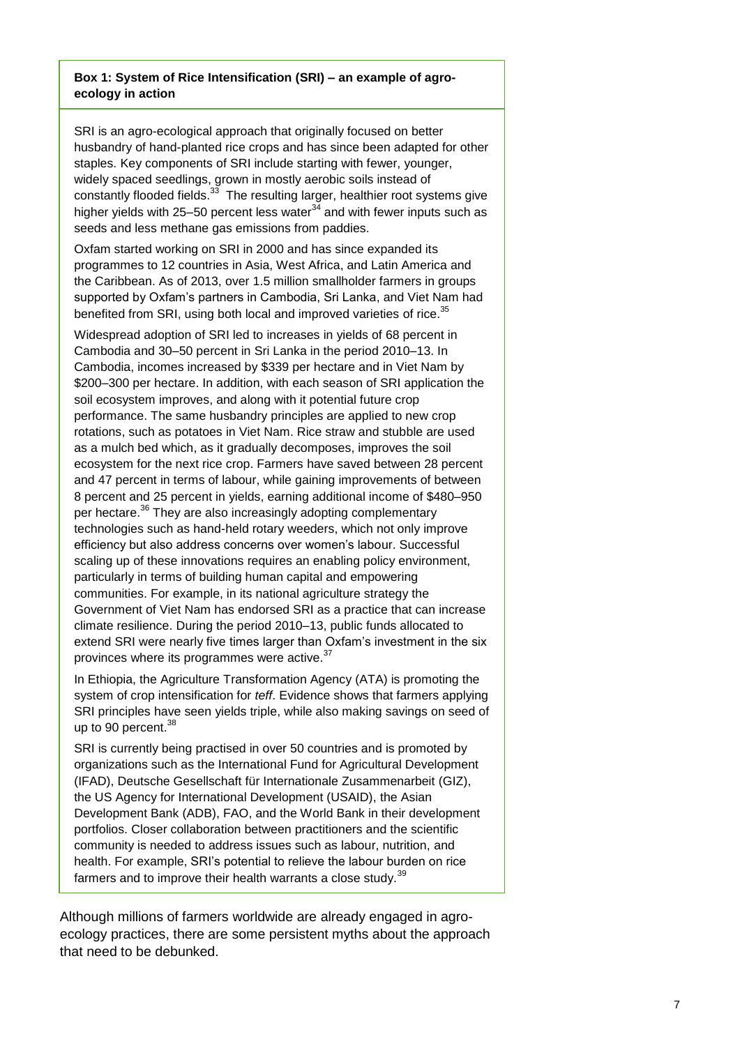**Box 1: System of Rice Intensification (SRI) – an example of agro-ecology in action**

SRI is an agro-ecological approach that originally focused on better husbandry of hand-planted rice crops and has since been adapted for other staples. Key components of SRI include starting with fewer, younger, widely spaced seedlings, grown in mostly aerobic soils instead of constantly flooded fields.[33] The resulting larger, healthier root systems give higher yields with 25–50 percent less water[34] and with fewer inputs such as seeds and less methane gas emissions from paddies.

Oxfam started working on SRI in 2000 and has since expanded its programmes to 12 countries in Asia, West Africa, and Latin America and the Caribbean. As of 2013, over 1.5 million smallholder farmers in groups supported by Oxfam's partners in Cambodia, Sri Lanka, and Viet Nam had benefited from SRI, using both local and improved varieties of rice.[35]

Widespread adoption of SRI led to increases in yields of 68 percent in Cambodia and 30–50 percent in Sri Lanka in the period 2010–13. In Cambodia, incomes increased by $339 per hectare and in Viet Nam by $200–300 per hectare. In addition, with each season of SRI application the soil ecosystem improves, and along with it potential future crop performance. The same husbandry principles are applied to new crop rotations, such as potatoes in Viet Nam. Rice straw and stubble are used as a mulch bed which, as it gradually decomposes, improves the soil ecosystem for the next rice crop. Farmers have saved between 28 percent and 47 percent in terms of labour, while gaining improvements of between 8 percent and 25 percent in yields, earning additional income of $480–950 per hectare.[36] They are also increasingly adopting complementary technologies such as hand-held rotary weeders, which not only improve efficiency but also address concerns over women's labour. Successful scaling up of these innovations requires an enabling policy environment, particularly in terms of building human capital and empowering communities. For example, in its national agriculture strategy the Government of Viet Nam has endorsed SRI as a practice that can increase climate resilience. During the period 2010–13, public funds allocated to extend SRI were nearly five times larger than Oxfam's investment in the six provinces where its programmes were active.[37]

In Ethiopia, the Agriculture Transformation Agency (ATA) is promoting the system of crop intensification for *teff*. Evidence shows that farmers applying SRI principles have seen yields triple, while also making savings on seed of up to 90 percent.[38]

SRI is currently being practised in over 50 countries and is promoted by organizations such as the International Fund for Agricultural Development (IFAD), Deutsche Gesellschaft für Internationale Zusammenarbeit (GIZ), the US Agency for International Development (USAID), the Asian Development Bank (ADB), FAO, and the World Bank in their development portfolios. Closer collaboration between practitioners and the scientific community is needed to address issues such as labour, nutrition, and health. For example, SRI's potential to relieve the labour burden on rice farmers and to improve their health warrants a close study.[39]

Although millions of farmers worldwide are already engaged in agro-ecology practices, there are some persistent myths about the approach that need to be debunked.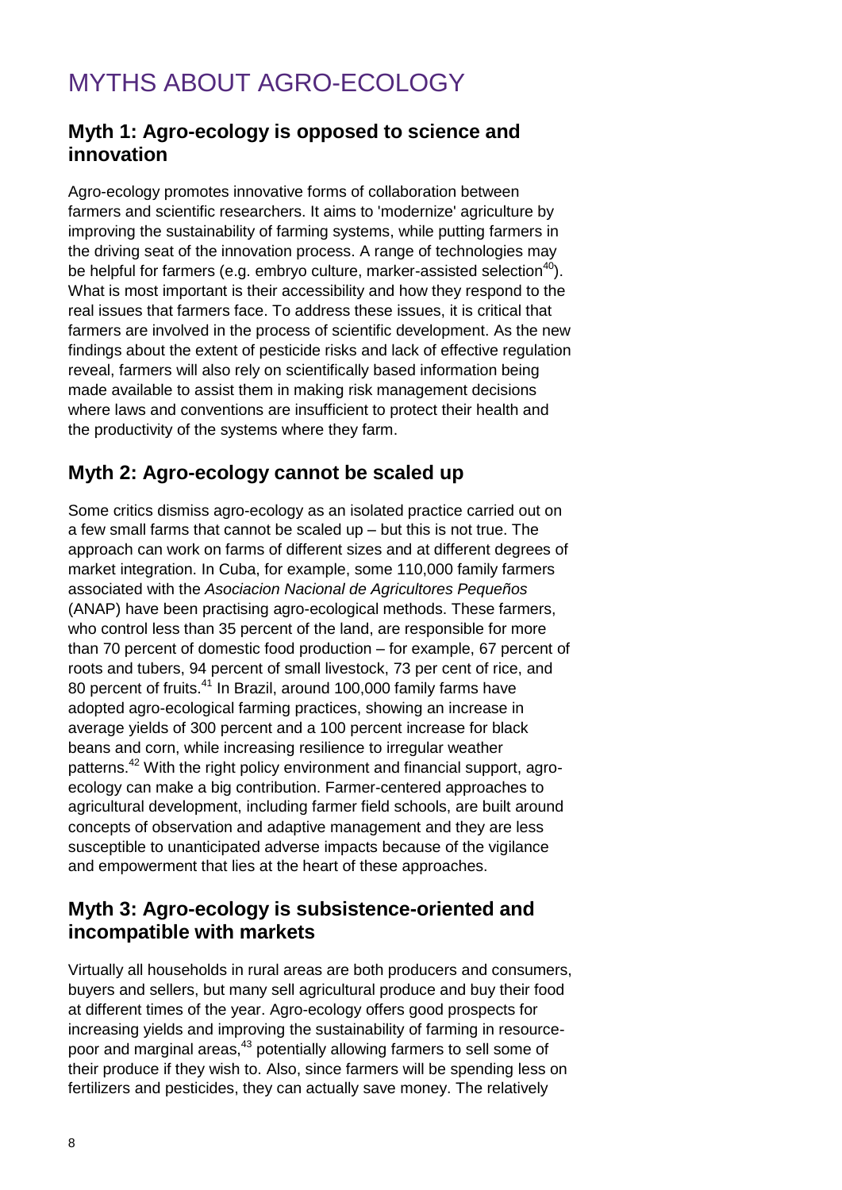# MYTHS ABOUT AGRO-ECOLOGY

## Myth 1: Agro-ecology is opposed to science and innovation

Agro-ecology promotes innovative forms of collaboration between farmers and scientific researchers. It aims to 'modernize' agriculture by improving the sustainability of farming systems, while putting farmers in the driving seat of the innovation process. A range of technologies may be helpful for farmers (e.g. embryo culture, marker-assisted selection[40]). What is most important is their accessibility and how they respond to the real issues that farmers face. To address these issues, it is critical that farmers are involved in the process of scientific development. As the new findings about the extent of pesticide risks and lack of effective regulation reveal, farmers will also rely on scientifically based information being made available to assist them in making risk management decisions where laws and conventions are insufficient to protect their health and the productivity of the systems where they farm.

## Myth 2: Agro-ecology cannot be scaled up

Some critics dismiss agro-ecology as an isolated practice carried out on a few small farms that cannot be scaled up – but this is not true. The approach can work on farms of different sizes and at different degrees of market integration. In Cuba, for example, some 110,000 family farmers associated with the *Asociacion Nacional de Agricultores Pequeños* (ANAP) have been practising agro-ecological methods. These farmers, who control less than 35 percent of the land, are responsible for more than 70 percent of domestic food production – for example, 67 percent of roots and tubers, 94 percent of small livestock, 73 per cent of rice, and 80 percent of fruits.[41] In Brazil, around 100,000 family farms have adopted agro-ecological farming practices, showing an increase in average yields of 300 percent and a 100 percent increase for black beans and corn, while increasing resilience to irregular weather patterns.[42] With the right policy environment and financial support, agro-ecology can make a big contribution. Farmer-centered approaches to agricultural development, including farmer field schools, are built around concepts of observation and adaptive management and they are less susceptible to unanticipated adverse impacts because of the vigilance and empowerment that lies at the heart of these approaches.

## Myth 3: Agro-ecology is subsistence-oriented and incompatible with markets

Virtually all households in rural areas are both producers and consumers, buyers and sellers, but many sell agricultural produce and buy their food at different times of the year. Agro-ecology offers good prospects for increasing yields and improving the sustainability of farming in resource-poor and marginal areas,[43] potentially allowing farmers to sell some of their produce if they wish to. Also, since farmers will be spending less on fertilizers and pesticides, they can actually save money. The relatively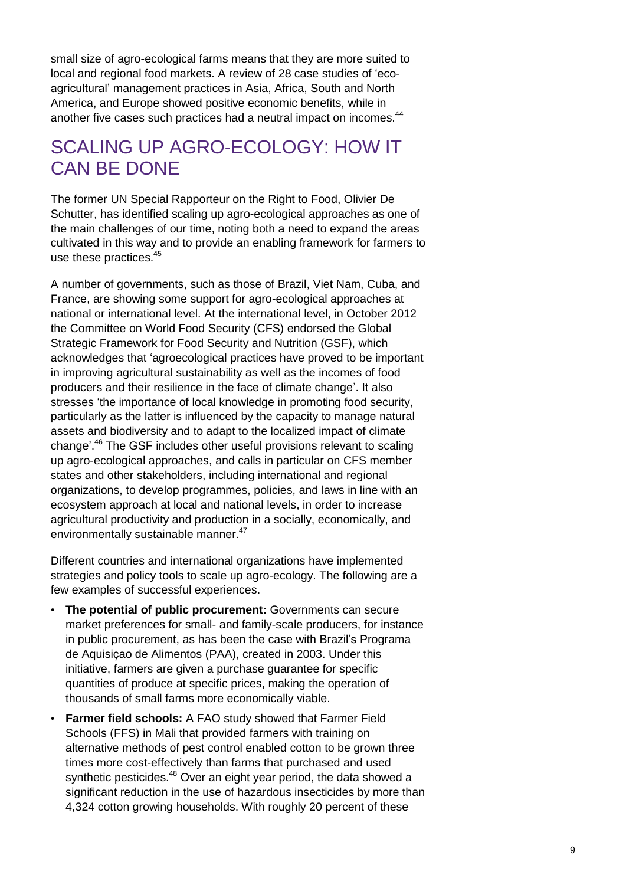small size of agro-ecological farms means that they are more suited to local and regional food markets. A review of 28 case studies of 'eco-agricultural' management practices in Asia, Africa, South and North America, and Europe showed positive economic benefits, while in another five cases such practices had a neutral impact on incomes.[44]

## SCALING UP AGRO-ECOLOGY: HOW IT CAN BE DONE

The former UN Special Rapporteur on the Right to Food, Olivier De Schutter, has identified scaling up agro-ecological approaches as one of the main challenges of our time, noting both a need to expand the areas cultivated in this way and to provide an enabling framework for farmers to use these practices.[45]

A number of governments, such as those of Brazil, Viet Nam, Cuba, and France, are showing some support for agro-ecological approaches at national or international level. At the international level, in October 2012 the Committee on World Food Security (CFS) endorsed the Global Strategic Framework for Food Security and Nutrition (GSF), which acknowledges that 'agroecological practices have proved to be important in improving agricultural sustainability as well as the incomes of food producers and their resilience in the face of climate change'. It also stresses 'the importance of local knowledge in promoting food security, particularly as the latter is influenced by the capacity to manage natural assets and biodiversity and to adapt to the localized impact of climate change'.[46] The GSF includes other useful provisions relevant to scaling up agro-ecological approaches, and calls in particular on CFS member states and other stakeholders, including international and regional organizations, to develop programmes, policies, and laws in line with an ecosystem approach at local and national levels, in order to increase agricultural productivity and production in a socially, economically, and environmentally sustainable manner.[47]

Different countries and international organizations have implemented strategies and policy tools to scale up agro-ecology. The following are a few examples of successful experiences.

- **The potential of public procurement:** Governments can secure market preferences for small- and family-scale producers, for instance in public procurement, as has been the case with Brazil's Programa de Aquisiçao de Alimentos (PAA), created in 2003. Under this initiative, farmers are given a purchase guarantee for specific quantities of produce at specific prices, making the operation of thousands of small farms more economically viable.
- **Farmer field schools:** A FAO study showed that Farmer Field Schools (FFS) in Mali that provided farmers with training on alternative methods of pest control enabled cotton to be grown three times more cost-effectively than farms that purchased and used synthetic pesticides.[48] Over an eight year period, the data showed a significant reduction in the use of hazardous insecticides by more than 4,324 cotton growing households. With roughly 20 percent of these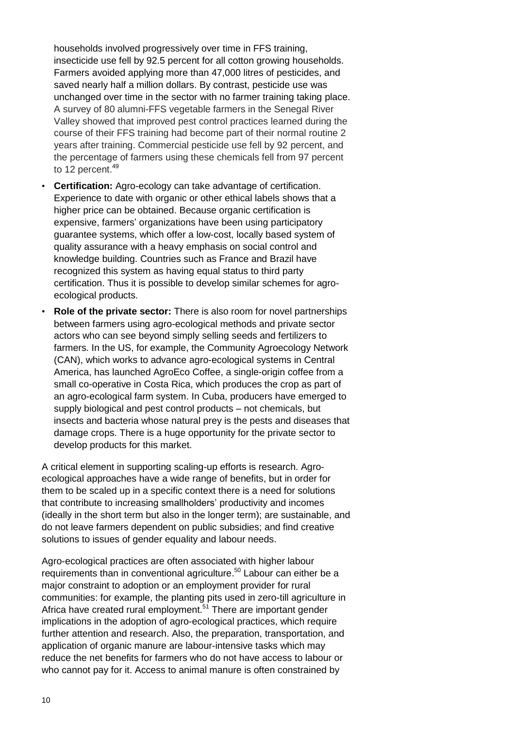households involved progressively over time in FFS training, insecticide use fell by 92.5 percent for all cotton growing households. Farmers avoided applying more than 47,000 litres of pesticides, and saved nearly half a million dollars. By contrast, pesticide use was unchanged over time in the sector with no farmer training taking place. A survey of 80 alumni-FFS vegetable farmers in the Senegal River Valley showed that improved pest control practices learned during the course of their FFS training had become part of their normal routine 2 years after training. Commercial pesticide use fell by 92 percent, and the percentage of farmers using these chemicals fell from 97 percent to 12 percent.[49]

- **Certification:** Agro-ecology can take advantage of certification. Experience to date with organic or other ethical labels shows that a higher price can be obtained. Because organic certification is expensive, farmers' organizations have been using participatory guarantee systems, which offer a low-cost, locally based system of quality assurance with a heavy emphasis on social control and knowledge building. Countries such as France and Brazil have recognized this system as having equal status to third party certification. Thus it is possible to develop similar schemes for agro-ecological products.
- **Role of the private sector:** There is also room for novel partnerships between farmers using agro-ecological methods and private sector actors who can see beyond simply selling seeds and fertilizers to farmers. In the US, for example, the Community Agroecology Network (CAN), which works to advance agro-ecological systems in Central America, has launched AgroEco Coffee, a single-origin coffee from a small co-operative in Costa Rica, which produces the crop as part of an agro-ecological farm system. In Cuba, producers have emerged to supply biological and pest control products – not chemicals, but insects and bacteria whose natural prey is the pests and diseases that damage crops. There is a huge opportunity for the private sector to develop products for this market.

A critical element in supporting scaling-up efforts is research. Agro-ecological approaches have a wide range of benefits, but in order for them to be scaled up in a specific context there is a need for solutions that contribute to increasing smallholders' productivity and incomes (ideally in the short term but also in the longer term); are sustainable, and do not leave farmers dependent on public subsidies; and find creative solutions to issues of gender equality and labour needs.

Agro-ecological practices are often associated with higher labour requirements than in conventional agriculture.[50] Labour can either be a major constraint to adoption or an employment provider for rural communities: for example, the planting pits used in zero-till agriculture in Africa have created rural employment.[51] There are important gender implications in the adoption of agro-ecological practices, which require further attention and research. Also, the preparation, transportation, and application of organic manure are labour-intensive tasks which may reduce the net benefits for farmers who do not have access to labour or who cannot pay for it. Access to animal manure is often constrained by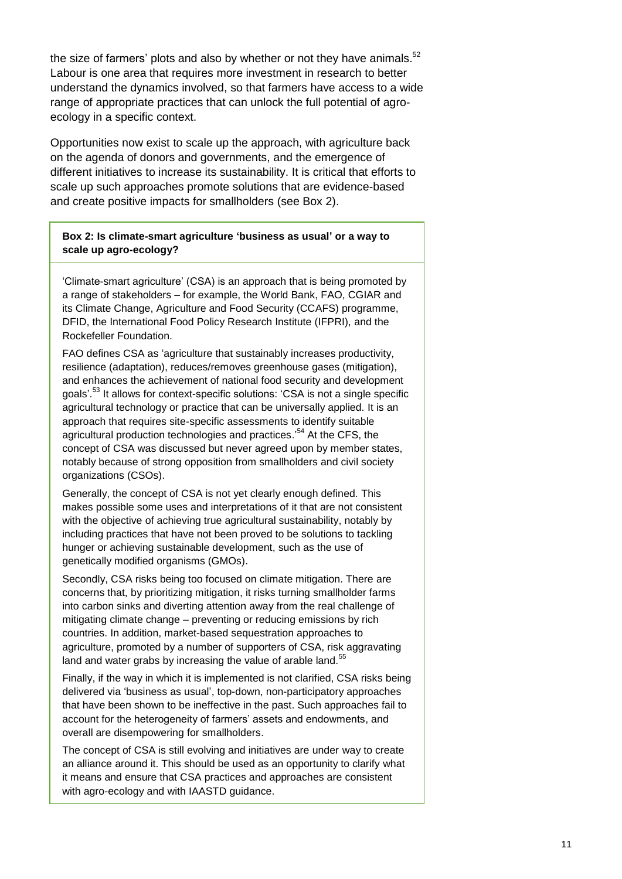the size of farmers' plots and also by whether or not they have animals.[52] Labour is one area that requires more investment in research to better understand the dynamics involved, so that farmers have access to a wide range of appropriate practices that can unlock the full potential of agro-ecology in a specific context.

Opportunities now exist to scale up the approach, with agriculture back on the agenda of donors and governments, and the emergence of different initiatives to increase its sustainability. It is critical that efforts to scale up such approaches promote solutions that are evidence-based and create positive impacts for smallholders (see Box 2).

**Box 2: Is climate-smart agriculture 'business as usual' or a way to scale up agro-ecology?**

'Climate-smart agriculture' (CSA) is an approach that is being promoted by a range of stakeholders – for example, the World Bank, FAO, CGIAR and its Climate Change, Agriculture and Food Security (CCAFS) programme, DFID, the International Food Policy Research Institute (IFPRI), and the Rockefeller Foundation.

FAO defines CSA as 'agriculture that sustainably increases productivity, resilience (adaptation), reduces/removes greenhouse gases (mitigation), and enhances the achievement of national food security and development goals'.[53] It allows for context-specific solutions: 'CSA is not a single specific agricultural technology or practice that can be universally applied. It is an approach that requires site-specific assessments to identify suitable agricultural production technologies and practices.'[54] At the CFS, the concept of CSA was discussed but never agreed upon by member states, notably because of strong opposition from smallholders and civil society organizations (CSOs).

Generally, the concept of CSA is not yet clearly enough defined. This makes possible some uses and interpretations of it that are not consistent with the objective of achieving true agricultural sustainability, notably by including practices that have not been proved to be solutions to tackling hunger or achieving sustainable development, such as the use of genetically modified organisms (GMOs).

Secondly, CSA risks being too focused on climate mitigation. There are concerns that, by prioritizing mitigation, it risks turning smallholder farms into carbon sinks and diverting attention away from the real challenge of mitigating climate change – preventing or reducing emissions by rich countries. In addition, market-based sequestration approaches to agriculture, promoted by a number of supporters of CSA, risk aggravating land and water grabs by increasing the value of arable land.[55]

Finally, if the way in which it is implemented is not clarified, CSA risks being delivered via 'business as usual', top-down, non-participatory approaches that have been shown to be ineffective in the past. Such approaches fail to account for the heterogeneity of farmers' assets and endowments, and overall are disempowering for smallholders.

The concept of CSA is still evolving and initiatives are under way to create an alliance around it. This should be used as an opportunity to clarify what it means and ensure that CSA practices and approaches are consistent with agro-ecology and with IAASTD guidance.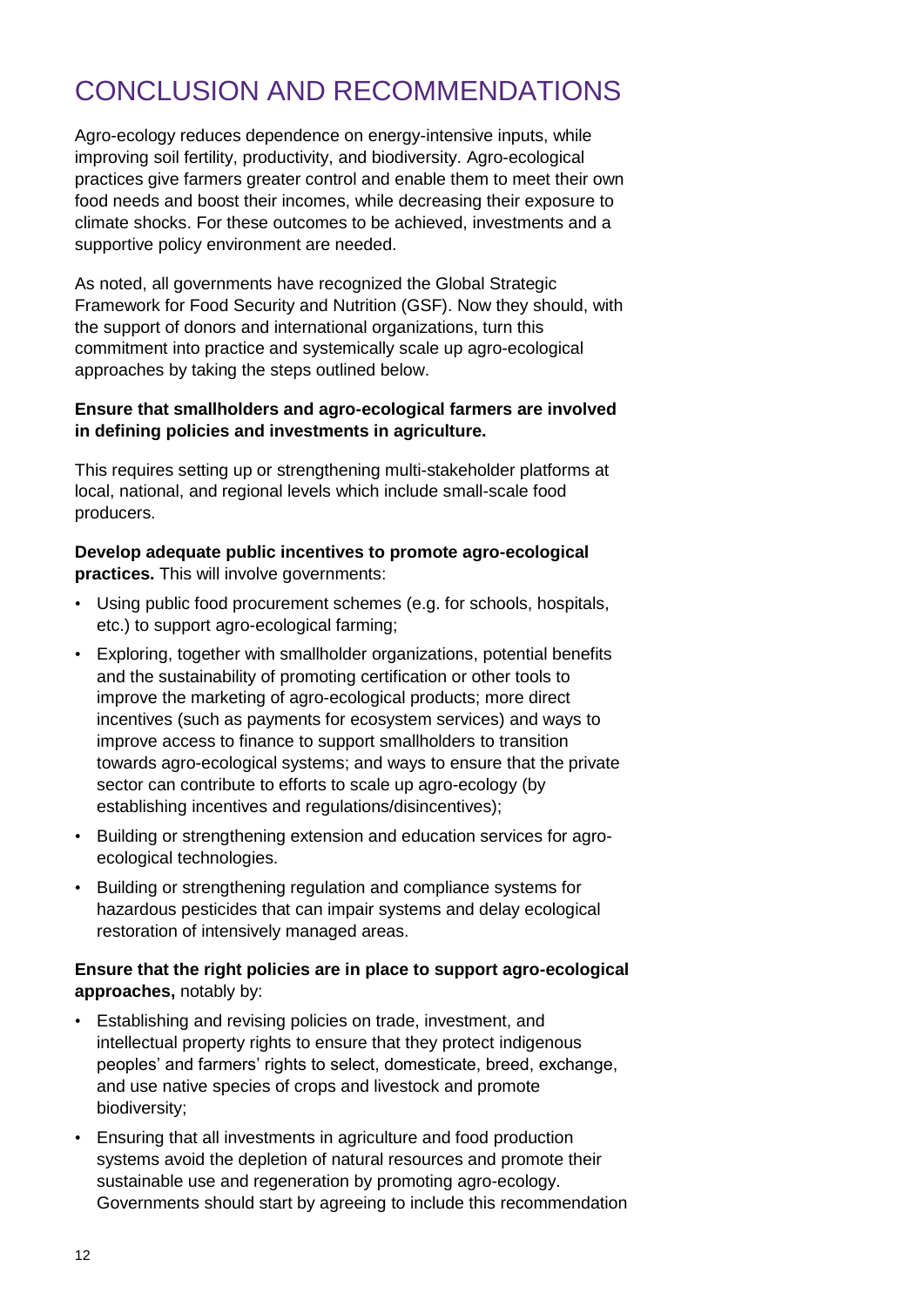# CONCLUSION AND RECOMMENDATIONS

Agro-ecology reduces dependence on energy-intensive inputs, while improving soil fertility, productivity, and biodiversity. Agro-ecological practices give farmers greater control and enable them to meet their own food needs and boost their incomes, while decreasing their exposure to climate shocks. For these outcomes to be achieved, investments and a supportive policy environment are needed.

As noted, all governments have recognized the Global Strategic Framework for Food Security and Nutrition (GSF). Now they should, with the support of donors and international organizations, turn this commitment into practice and systemically scale up agro-ecological approaches by taking the steps outlined below.

**Ensure that smallholders and agro-ecological farmers are involved in defining policies and investments in agriculture.**

This requires setting up or strengthening multi-stakeholder platforms at local, national, and regional levels which include small-scale food producers.

**Develop adequate public incentives to promote agro-ecological practices.** This will involve governments:

- Using public food procurement schemes (e.g. for schools, hospitals, etc.) to support agro-ecological farming;
- Exploring, together with smallholder organizations, potential benefits and the sustainability of promoting certification or other tools to improve the marketing of agro-ecological products; more direct incentives (such as payments for ecosystem services) and ways to improve access to finance to support smallholders to transition towards agro-ecological systems; and ways to ensure that the private sector can contribute to efforts to scale up agro-ecology (by establishing incentives and regulations/disincentives);
- Building or strengthening extension and education services for agro-ecological technologies.
- Building or strengthening regulation and compliance systems for hazardous pesticides that can impair systems and delay ecological restoration of intensively managed areas.

**Ensure that the right policies are in place to support agro-ecological approaches,** notably by:

- Establishing and revising policies on trade, investment, and intellectual property rights to ensure that they protect indigenous peoples' and farmers' rights to select, domesticate, breed, exchange, and use native species of crops and livestock and promote biodiversity;
- Ensuring that all investments in agriculture and food production systems avoid the depletion of natural resources and promote their sustainable use and regeneration by promoting agro-ecology. Governments should start by agreeing to include this recommendation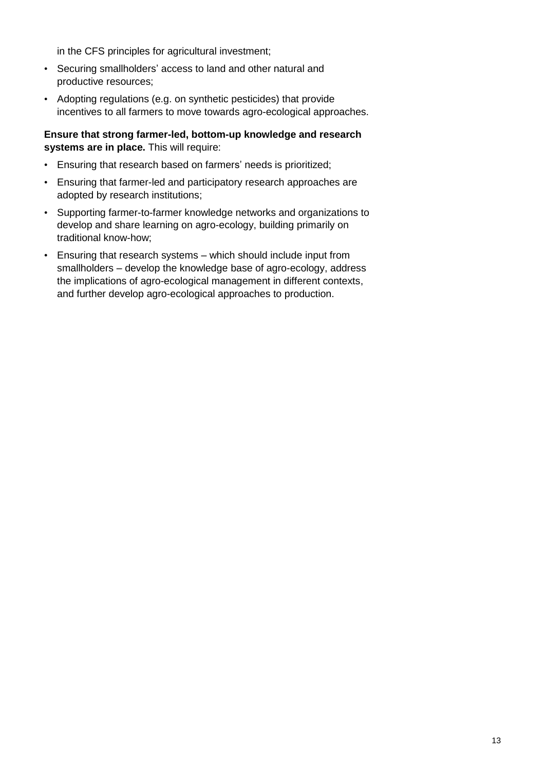in the CFS principles for agricultural investment;

- Securing smallholders' access to land and other natural and productive resources;
- Adopting regulations (e.g. on synthetic pesticides) that provide incentives to all farmers to move towards agro-ecological approaches.

**Ensure that strong farmer-led, bottom-up knowledge and research systems are in place.** This will require:

- Ensuring that research based on farmers' needs is prioritized;
- Ensuring that farmer-led and participatory research approaches are adopted by research institutions;
- Supporting farmer-to-farmer knowledge networks and organizations to develop and share learning on agro-ecology, building primarily on traditional know-how;
- Ensuring that research systems – which should include input from smallholders – develop the knowledge base of agro-ecology, address the implications of agro-ecological management in different contexts, and further develop agro-ecological approaches to production.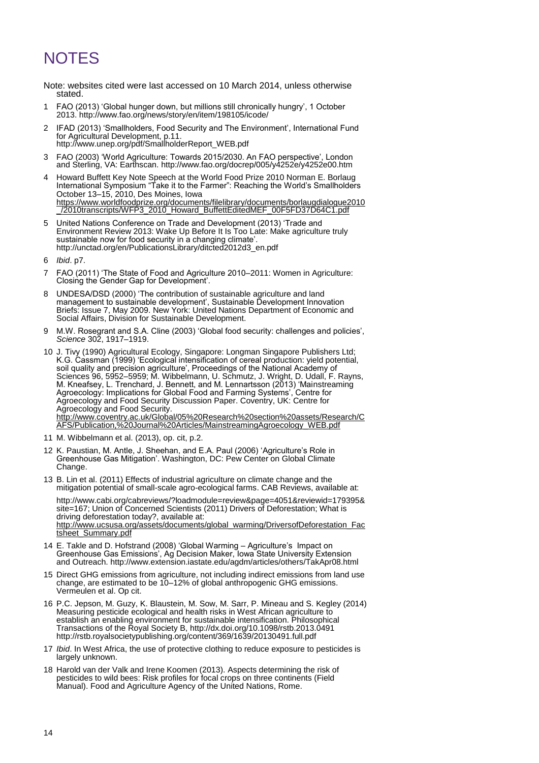# NOTES

Note: websites cited were last accessed on 10 March 2014, unless otherwise stated.

1. FAO (2013) 'Global hunger down, but millions still chronically hungry', 1 October 2013. http://www.fao.org/news/story/en/item/198105/icode/
2. IFAD (2013) 'Smallholders, Food Security and The Environment', International Fund for Agricultural Development, p.11. http://www.unep.org/pdf/SmallholderReport_WEB.pdf
3. FAO (2003) 'World Agriculture: Towards 2015/2030. An FAO perspective', London and Sterling, VA: Earthscan. http://www.fao.org/docrep/005/y4252e/y4252e00.htm
4. Howard Buffett Key Note Speech at the World Food Prize 2010 Norman E. Borlaug International Symposium "Take it to the Farmer": Reaching the World's Smallholders October 13–15, 2010, Des Moines, Iowa https://www.worldfoodprize.org/documents/filelibrary/documents/borlaugdialogue2010_/2010transcripts/WFP3_2010_Howard_BuffettEditedMEF_00F5FD37D64C1.pdf
5. United Nations Conference on Trade and Development (2013) 'Trade and Environment Review 2013: Wake Up Before It Is Too Late: Make agriculture truly sustainable now for food security in a changing climate'. http://unctad.org/en/PublicationsLibrary/ditcted2012d3_en.pdf
6. *Ibid*. p7.
7. FAO (2011) 'The State of Food and Agriculture 2010–2011: Women in Agriculture: Closing the Gender Gap for Development'.
8. UNDESA/DSD (2000) 'The contribution of sustainable agriculture and land management to sustainable development', Sustainable Development Innovation Briefs: Issue 7, May 2009. New York: United Nations Department of Economic and Social Affairs, Division for Sustainable Development.
9. M.W. Rosegrant and S.A. Cline (2003) 'Global food security: challenges and policies', *Science* 302, 1917–1919.
10. J. Tivy (1990) Agricultural Ecology, Singapore: Longman Singapore Publishers Ltd; K.G. Cassman (1999) 'Ecological intensification of cereal production: yield potential, soil quality and precision agriculture', Proceedings of the National Academy of Sciences 96, 5952–5959; M. Wibbelmann, U. Schmutz, J. Wright, D. Udall, F. Rayns, M. Kneafsey, L. Trenchard, J. Bennett, and M. Lennartsson (2013) 'Mainstreaming Agroecology: Implications for Global Food and Farming Systems', Centre for Agroecology and Food Security Discussion Paper. Coventry, UK: Centre for Agroecology and Food Security. http://www.coventry.ac.uk/Global/05%20Research%20section%20assets/Research/CAFS/Publication,%20Journal%20Articles/MainstreamingAgroecology_WEB.pdf
11. M. Wibbelmann et al. (2013), op. cit, p.2.
12. K. Paustian, M. Antle, J. Sheehan, and E.A. Paul (2006) 'Agriculture's Role in Greenhouse Gas Mitigation'. Washington, DC: Pew Center on Global Climate Change.
13. B. Lin et al. (2011) Effects of industrial agriculture on climate change and the mitigation potential of small-scale agro-ecological farms. CAB Reviews, available at:

    http://www.cabi.org/cabreviews/?loadmodule=review&page=4051&reviewid=179395&site=167; Union of Concerned Scientists (2011) Drivers of Deforestation; What is driving deforestation today?, available at: http://www.ucsusa.org/assets/documents/global_warming/DriversofDeforestation_Factsheet_Summary.pdf
14. E. Takle and D. Hofstrand (2008) 'Global Warming – Agriculture's Impact on Greenhouse Gas Emissions', Ag Decision Maker, Iowa State University Extension and Outreach. http://www.extension.iastate.edu/agdm/articles/others/TakApr08.html
15. Direct GHG emissions from agriculture, not including indirect emissions from land use change, are estimated to be 10–12% of global anthropogenic GHG emissions. Vermeulen et al. Op cit.
16. P.C. Jepson, M. Guzy, K. Blaustein, M. Sow, M. Sarr, P. Mineau and S. Kegley (2014) Measuring pesticide ecological and health risks in West African agriculture to establish an enabling environment for sustainable intensification. Philosophical Transactions of the Royal Society B, http://dx.doi.org/10.1098/rstb.2013.0491 http://rstb.royalsocietypublishing.org/content/369/1639/20130491.full.pdf
17. *Ibid*. In West Africa, the use of protective clothing to reduce exposure to pesticides is largely unknown.
18. Harold van der Valk and Irene Koomen (2013). Aspects determining the risk of pesticides to wild bees: Risk profiles for focal crops on three continents (Field Manual). Food and Agriculture Agency of the United Nations, Rome.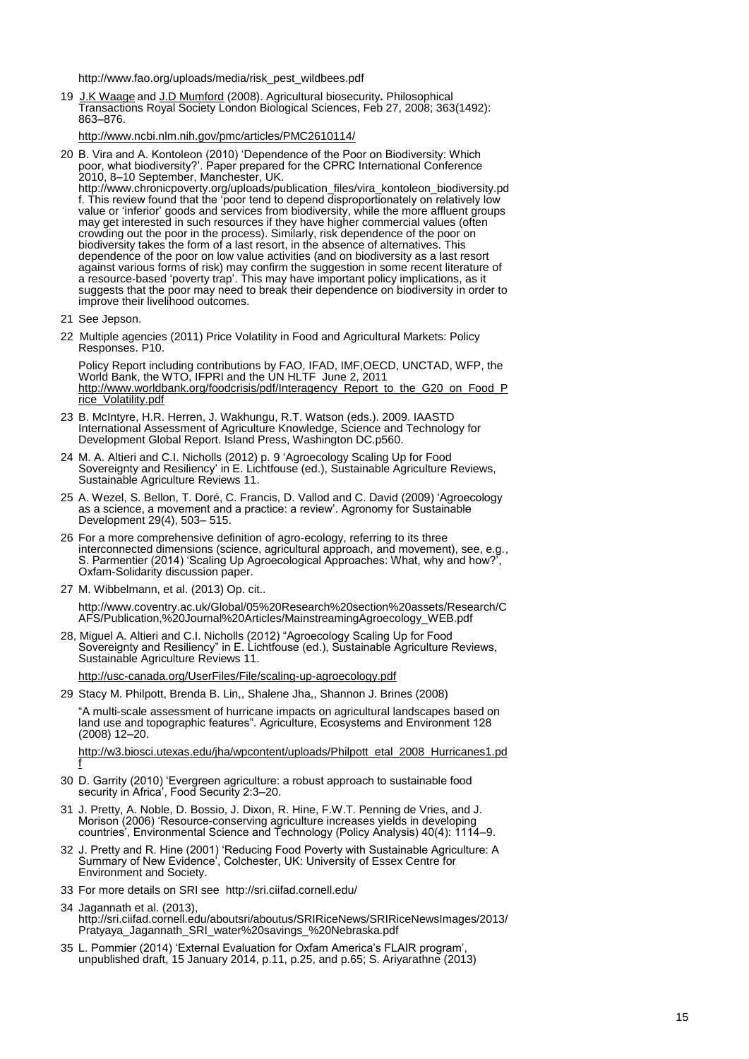http://www.fao.org/uploads/media/risk_pest_wildbees.pdf

19 J.K Waage and J.D Mumford (2008). Agricultural biosecurity. Philosophical Transactions Royal Society London Biological Sciences, Feb 27, 2008; 363(1492): 863–876.

http://www.ncbi.nlm.nih.gov/pmc/articles/PMC2610114/

20 B. Vira and A. Kontoleon (2010) 'Dependence of the Poor on Biodiversity: Which poor, what biodiversity?'. Paper prepared for the CPRC International Conference 2010, 8–10 September, Manchester, UK. http://www.chronicpoverty.org/uploads/publication_files/vira_kontoleon_biodiversity.pdf. This review found that the 'poor tend to depend disproportionately on relatively low value or 'inferior' goods and services from biodiversity, while the more affluent groups may get interested in such resources if they have higher commercial values (often crowding out the poor in the process). Similarly, risk dependence of the poor on biodiversity takes the form of a last resort, in the absence of alternatives. This dependence of the poor on low value activities (and on biodiversity as a last resort against various forms of risk) may confirm the suggestion in some recent literature of a resource-based 'poverty trap'. This may have important policy implications, as it suggests that the poor may need to break their dependence on biodiversity in order to improve their livelihood outcomes.

21 See Jepson.

22 Multiple agencies (2011) Price Volatility in Food and Agricultural Markets: Policy Responses. P10.

Policy Report including contributions by FAO, IFAD, IMF,OECD, UNCTAD, WFP, the World Bank, the WTO, IFPRI and the UN HLTF June 2, 2011 http://www.worldbank.org/foodcrisis/pdf/Interagency_Report_to_the_G20_on_Food_Price_Volatility.pdf

23 B. McIntyre, H.R. Herren, J. Wakhungu, R.T. Watson (eds.). 2009. IAASTD International Assessment of Agriculture Knowledge, Science and Technology for Development Global Report. Island Press, Washington DC.p560.

24 M. A. Altieri and C.I. Nicholls (2012) p. 9 'Agroecology Scaling Up for Food Sovereignty and Resiliency' in E. Lichtfouse (ed.), Sustainable Agriculture Reviews, Sustainable Agriculture Reviews 11.

25 A. Wezel, S. Bellon, T. Doré, C. Francis, D. Vallod and C. David (2009) 'Agroecology as a science, a movement and a practice: a review'. Agronomy for Sustainable Development 29(4), 503– 515.

26 For a more comprehensive definition of agro-ecology, referring to its three interconnected dimensions (science, agricultural approach, and movement), see, e.g., S. Parmentier (2014) 'Scaling Up Agroecological Approaches: What, why and how?', Oxfam-Solidarity discussion paper.

27 M. Wibbelmann, et al. (2013) Op. cit..

http://www.coventry.ac.uk/Global/05%20Research%20section%20assets/Research/CAFS/Publication,%20Journal%20Articles/MainstreamingAgroecology_WEB.pdf

28, Miguel A. Altieri and C.I. Nicholls (2012) "Agroecology Scaling Up for Food Sovereignty and Resiliency" in E. Lichtfouse (ed.), Sustainable Agriculture Reviews, Sustainable Agriculture Reviews 11.

http://usc-canada.org/UserFiles/File/scaling-up-agroecology.pdf

29 Stacy M. Philpott, Brenda B. Lin,, Shalene Jha,, Shannon J. Brines (2008)

"A multi-scale assessment of hurricane impacts on agricultural landscapes based on land use and topographic features". Agriculture, Ecosystems and Environment 128 (2008) 12–20.

http://w3.biosci.utexas.edu/jha/wpcontent/uploads/Philpott_etal_2008_Hurricanes1.pdf

30 D. Garrity (2010) 'Evergreen agriculture: a robust approach to sustainable food security in Africa', Food Security 2:3–20.

31 J. Pretty, A. Noble, D. Bossio, J. Dixon, R. Hine, F.W.T. Penning de Vries, and J. Morison (2006) 'Resource-conserving agriculture increases yields in developing countries', Environmental Science and Technology (Policy Analysis) 40(4): 1114–9.

32 J. Pretty and R. Hine (2001) 'Reducing Food Poverty with Sustainable Agriculture: A Summary of New Evidence', Colchester, UK: University of Essex Centre for Environment and Society.

33 For more details on SRI see http://sri.ciifad.cornell.edu/

34 Jagannath et al. (2013), http://sri.ciifad.cornell.edu/aboutsri/aboutus/SRIRiceNews/SRIRiceNewsImages/2013/Pratyaya_Jagannath_SRI_water%20savings_%20Nebraska.pdf

35 L. Pommier (2014) 'External Evaluation for Oxfam America's FLAIR program', unpublished draft, 15 January 2014, p.11, p.25, and p.65; S. Ariyarathne (2013)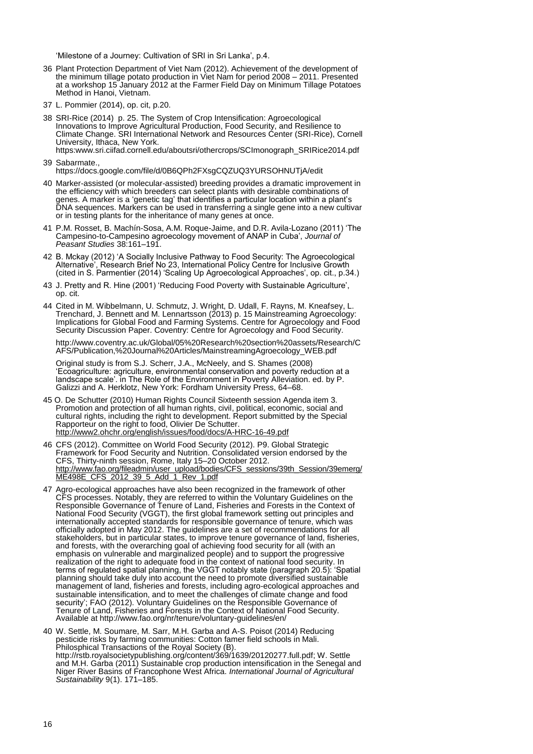'Milestone of a Journey: Cultivation of SRI in Sri Lanka', p.4.

36 Plant Protection Department of Viet Nam (2012). Achievement of the development of the minimum tillage potato production in Viet Nam for period 2008 – 2011. Presented at a workshop 15 January 2012 at the Farmer Field Day on Minimum Tillage Potatoes Method in Hanoi, Vietnam.

37 L. Pommier (2014), op. cit, p.20.

38 SRI-Rice (2014) p. 25. The System of Crop Intensification: Agroecological Innovations to Improve Agricultural Production, Food Security, and Resilience to Climate Change. SRI International Network and Resources Center (SRI-Rice), Cornell University, Ithaca, New York. https:www.sri.ciifad.cornell.edu/aboutsri/othercrops/SCImonograph_SRIRice2014.pdf

39 Sabarmate., https://docs.google.com/file/d/0B6QPh2FXsgCQZUQ3YURSOHNUTjA/edit

40 Marker-assisted (or molecular-assisted) breeding provides a dramatic improvement in the efficiency with which breeders can select plants with desirable combinations of genes. A marker is a 'genetic tag' that identifies a particular location within a plant's DNA sequences. Markers can be used in transferring a single gene into a new cultivar or in testing plants for the inheritance of many genes at once.

41 P.M. Rosset, B. Machín-Sosa, A.M. Roque-Jaime, and D.R. Avila-Lozano (2011) 'The Campesino-to-Campesino agroecology movement of ANAP in Cuba', *Journal of Peasant Studies* 38:161–191.

42 B. Mckay (2012) 'A Socially Inclusive Pathway to Food Security: The Agroecological Alternative', Research Brief No 23, International Policy Centre for Inclusive Growth (cited in S. Parmentier (2014) 'Scaling Up Agroecological Approaches', op. cit., p.34.)

43 J. Pretty and R. Hine (2001) 'Reducing Food Poverty with Sustainable Agriculture', op. cit.

44 Cited in M. Wibbelmann, U. Schmutz, J. Wright, D. Udall, F. Rayns, M. Kneafsey, L. Trenchard, J. Bennett and M. Lennartsson (2013) p. 15 Mainstreaming Agroecology: Implications for Global Food and Farming Systems. Centre for Agroecology and Food Security Discussion Paper. Coventry: Centre for Agroecology and Food Security.

http://www.coventry.ac.uk/Global/05%20Research%20section%20assets/Research/CAFS/Publication,%20Journal%20Articles/MainstreamingAgroecology_WEB.pdf

Original study is from S.J. Scherr, J.A., McNeely, and S. Shames (2008) 'Ecoagriculture: agriculture, environmental conservation and poverty reduction at a landscape scale'. in The Role of the Environment in Poverty Alleviation. ed. by P. Galizzi and A. Herklotz, New York: Fordham University Press, 64–68.

45 O. De Schutter (2010) Human Rights Council Sixteenth session Agenda item 3. Promotion and protection of all human rights, civil, political, economic, social and cultural rights, including the right to development. Report submitted by the Special Rapporteur on the right to food, Olivier De Schutter. http://www2.ohchr.org/english/issues/food/docs/A-HRC-16-49.pdf

46 CFS (2012). Committee on World Food Security (2012). P9. Global Strategic Framework for Food Security and Nutrition. Consolidated version endorsed by the CFS, Thirty-ninth session, Rome, Italy 15–20 October 2012. http://www.fao.org/fileadmin/user_upload/bodies/CFS_sessions/39th_Session/39emerg/ME498E_CFS_2012_39_5_Add_1_Rev_1.pdf

47 Agro-ecological approaches have also been recognized in the framework of other CFS processes. Notably, they are referred to within the Voluntary Guidelines on the Responsible Governance of Tenure of Land, Fisheries and Forests in the Context of National Food Security (VGGT), the first global framework setting out principles and internationally accepted standards for responsible governance of tenure, which was officially adopted in May 2012. The guidelines are a set of recommendations for all stakeholders, but in particular states, to improve tenure governance of land, fisheries, and forests, with the overarching goal of achieving food security for all (with an emphasis on vulnerable and marginalized people) and to support the progressive realization of the right to adequate food in the context of national food security. In terms of regulated spatial planning, the VGGT notably state (paragraph 20.5): 'Spatial planning should take duly into account the need to promote diversified sustainable management of land, fisheries and forests, including agro-ecological approaches and sustainable intensification, and to meet the challenges of climate change and food security'; FAO (2012). Voluntary Guidelines on the Responsible Governance of Tenure of Land, Fisheries and Forests in the Context of National Food Security. Available at http://www.fao.org/nr/tenure/voluntary-guidelines/en/

40 W. Settle, M. Soumare, M. Sarr, M.H. Garba and A-S. Poisot (2014) Reducing pesticide risks by farming communities: Cotton famer field schools in Mali. Philosphical Transactions of the Royal Society (B). http://rstb.royalsocietypublishing.org/content/369/1639/20120277.full.pdf; W. Settle and M.H. Garba (2011) Sustainable crop production intensification in the Senegal and Niger River Basins of Francophone West Africa. *International Journal of Agricultural Sustainability* 9(1). 171–185.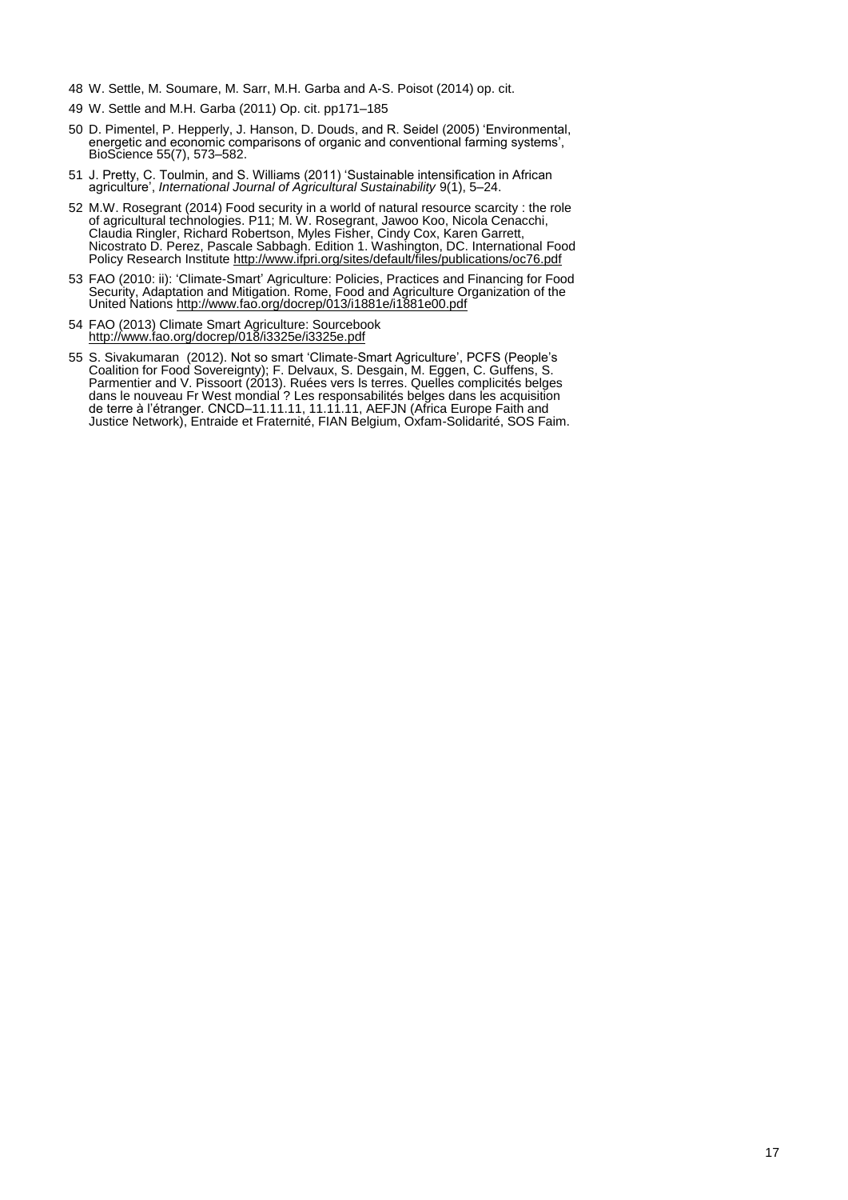48 W. Settle, M. Soumare, M. Sarr, M.H. Garba and A-S. Poisot (2014) op. cit.

49 W. Settle and M.H. Garba (2011) Op. cit. pp171–185

50 D. Pimentel, P. Hepperly, J. Hanson, D. Douds, and R. Seidel (2005) 'Environmental, energetic and economic comparisons of organic and conventional farming systems', BioScience 55(7), 573–582.

51 J. Pretty, C. Toulmin, and S. Williams (2011) 'Sustainable intensification in African agriculture', *International Journal of Agricultural Sustainability* 9(1), 5–24.

52 M.W. Rosegrant (2014) Food security in a world of natural resource scarcity : the role of agricultural technologies. P11; M. W. Rosegrant, Jawoo Koo, Nicola Cenacchi, Claudia Ringler, Richard Robertson, Myles Fisher, Cindy Cox, Karen Garrett, Nicostrato D. Perez, Pascale Sabbagh. Edition 1. Washington, DC. International Food Policy Research Institute http://www.ifpri.org/sites/default/files/publications/oc76.pdf

53 FAO (2010: ii): 'Climate-Smart' Agriculture: Policies, Practices and Financing for Food Security, Adaptation and Mitigation. Rome, Food and Agriculture Organization of the United Nations http://www.fao.org/docrep/013/i1881e/i1881e00.pdf

54 FAO (2013) Climate Smart Agriculture: Sourcebook http://www.fao.org/docrep/018/i3325e/i3325e.pdf

55 S. Sivakumaran (2012). Not so smart 'Climate-Smart Agriculture', PCFS (People's Coalition for Food Sovereignty); F. Delvaux, S. Desgain, M. Eggen, C. Guffens, S. Parmentier and V. Pissoort (2013). Ruées vers ls terres. Quelles complicités belges dans le nouveau Fr West mondial ? Les responsabilités belges dans les acquisition de terre à l'étranger. CNCD–11.11.11, 11.11.11, AEFJN (Africa Europe Faith and Justice Network), Entraide et Fraternité, FIAN Belgium, Oxfam-Solidarité, SOS Faim.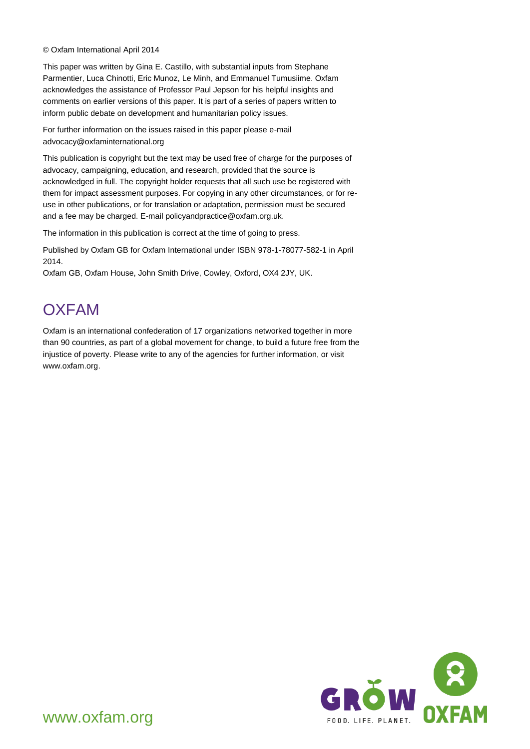© Oxfam International April 2014

This paper was written by Gina E. Castillo, with substantial inputs from Stephane Parmentier, Luca Chinotti, Eric Munoz, Le Minh, and Emmanuel Tumusiime. Oxfam acknowledges the assistance of Professor Paul Jepson for his helpful insights and comments on earlier versions of this paper. It is part of a series of papers written to inform public debate on development and humanitarian policy issues.

For further information on the issues raised in this paper please e-mail advocacy@oxfaminternational.org

This publication is copyright but the text may be used free of charge for the purposes of advocacy, campaigning, education, and research, provided that the source is acknowledged in full. The copyright holder requests that all such use be registered with them for impact assessment purposes. For copying in any other circumstances, or for re-use in other publications, or for translation or adaptation, permission must be secured and a fee may be charged. E-mail policyandpractice@oxfam.org.uk.

The information in this publication is correct at the time of going to press.

Published by Oxfam GB for Oxfam International under ISBN 978-1-78077-582-1 in April 2014.
Oxfam GB, Oxfam House, John Smith Drive, Cowley, Oxford, OX4 2JY, UK.

## OXFAM

Oxfam is an international confederation of 17 organizations networked together in more than 90 countries, as part of a global movement for change, to build a future free from the injustice of poverty. Please write to any of the agencies for further information, or visit www.oxfam.org.

www.oxfam.org

GROW FOOD. LIFE. PLANET.

OXFAM